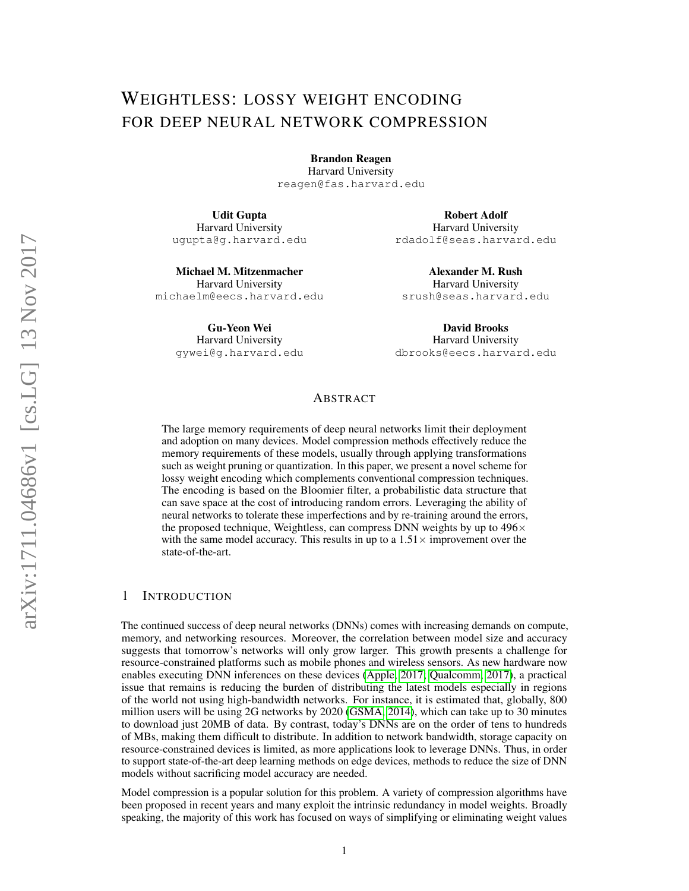# WEIGHTLESS: LOSSY WEIGHT ENCODING FOR DEEP NEURAL NETWORK COMPRESSION

**Brandon Reagen**
Harvard University
reagen@fas.harvard.edu

**Udit Gupta**
Harvard University
ugupta@g.harvard.edu

**Robert Adolf**
Harvard University
rdadolf@seas.harvard.edu

**Michael M. Mitzenmacher**
Harvard University
michaelm@eecs.harvard.edu

**Alexander M. Rush**
Harvard University
srush@seas.harvard.edu

**Gu-Yeon Wei**
Harvard University
gywei@g.harvard.edu

**David Brooks**
Harvard University
dbrooks@eecs.harvard.edu

## ABSTRACT

The large memory requirements of deep neural networks limit their deployment and adoption on many devices. Model compression methods effectively reduce the memory requirements of these models, usually through applying transformations such as weight pruning or quantization. In this paper, we present a novel scheme for lossy weight encoding which complements conventional compression techniques. The encoding is based on the Bloomier filter, a probabilistic data structure that can save space at the cost of introducing random errors. Leveraging the ability of neural networks to tolerate these imperfections and by re-training around the errors, the proposed technique, Weightless, can compress DNN weights by up to 496× with the same model accuracy. This results in up to a 1.51× improvement over the state-of-the-art.

## 1 INTRODUCTION

The continued success of deep neural networks (DNNs) comes with increasing demands on compute, memory, and networking resources. Moreover, the correlation between model size and accuracy suggests that tomorrow's networks will only grow larger. This growth presents a challenge for resource-constrained platforms such as mobile phones and wireless sensors. As new hardware now enables executing DNN inferences on these devices (Apple, 2017; Qualcomm, 2017), a practical issue that remains is reducing the burden of distributing the latest models especially in regions of the world not using high-bandwidth networks. For instance, it is estimated that, globally, 800 million users will be using 2G networks by 2020 (GSMA, 2014), which can take up to 30 minutes to download just 20MB of data. By contrast, today's DNNs are on the order of tens to hundreds of MBs, making them difficult to distribute. In addition to network bandwidth, storage capacity on resource-constrained devices is limited, as more applications look to leverage DNNs. Thus, in order to support state-of-the-art deep learning methods on edge devices, methods to reduce the size of DNN models without sacrificing model accuracy are needed.

Model compression is a popular solution for this problem. A variety of compression algorithms have been proposed in recent years and many exploit the intrinsic redundancy in model weights. Broadly speaking, the majority of this work has focused on ways of simplifying or eliminating weight values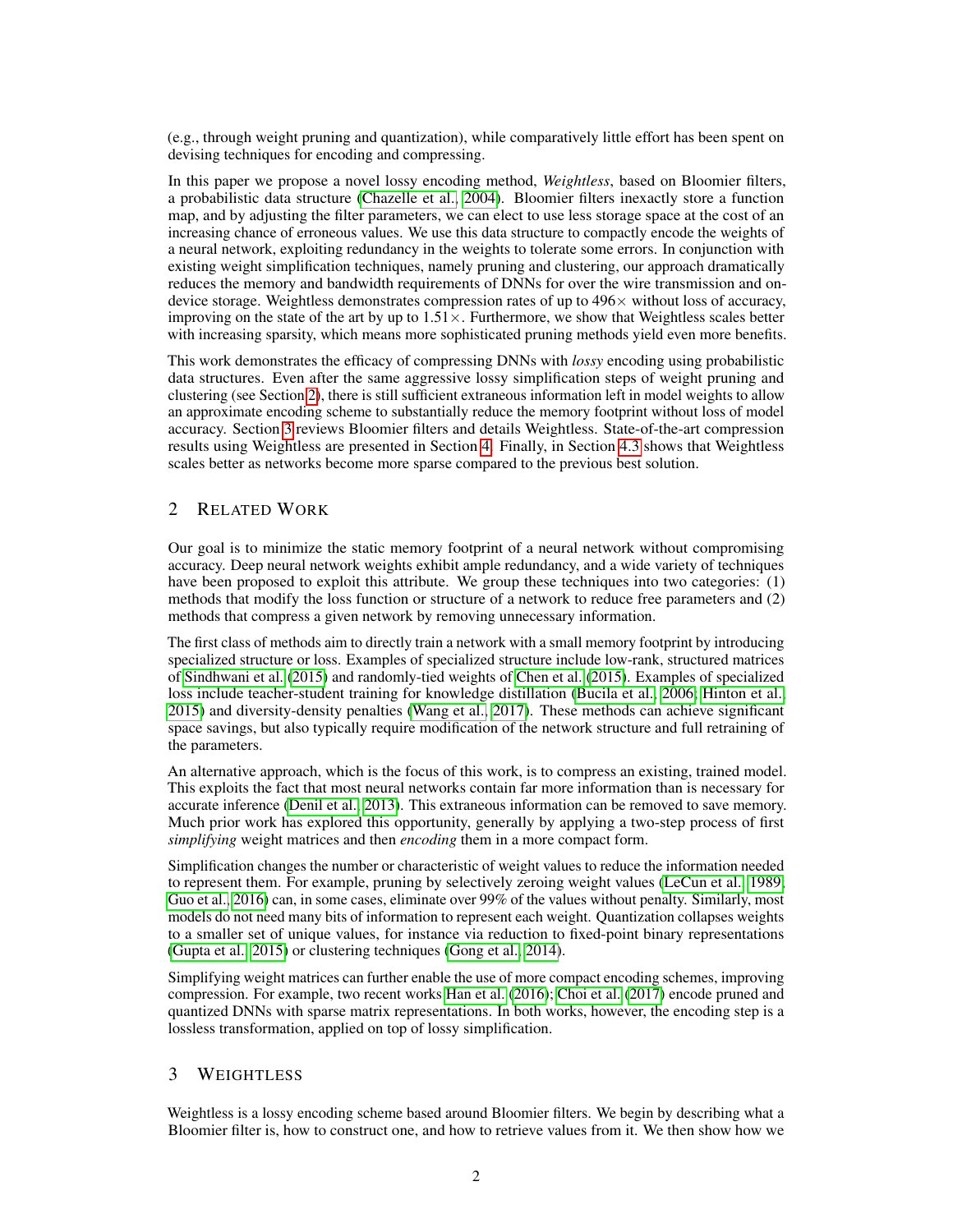(e.g., through weight pruning and quantization), while comparatively little effort has been spent on devising techniques for encoding and compressing.

In this paper we propose a novel lossy encoding method, *Weightless*, based on Bloomier filters, a probabilistic data structure (Chazelle et al., 2004). Bloomier filters inexactly store a function map, and by adjusting the filter parameters, we can elect to use less storage space at the cost of an increasing chance of erroneous values. We use this data structure to compactly encode the weights of a neural network, exploiting redundancy in the weights to tolerate some errors. In conjunction with existing weight simplification techniques, namely pruning and clustering, our approach dramatically reduces the memory and bandwidth requirements of DNNs for over the wire transmission and on-device storage. Weightless demonstrates compression rates of up to 496$\times$ without loss of accuracy, improving on the state of the art by up to 1.51$\times$. Furthermore, we show that Weightless scales better with increasing sparsity, which means more sophisticated pruning methods yield even more benefits.

This work demonstrates the efficacy of compressing DNNs with *lossy* encoding using probabilistic data structures. Even after the same aggressive lossy simplification steps of weight pruning and clustering (see Section 2), there is still sufficient extraneous information left in model weights to allow an approximate encoding scheme to substantially reduce the memory footprint without loss of model accuracy. Section 3 reviews Bloomier filters and details Weightless. State-of-the-art compression results using Weightless are presented in Section 4. Finally, in Section 4.3 shows that Weightless scales better as networks become more sparse compared to the previous best solution.

## 2 Related Work

Our goal is to minimize the static memory footprint of a neural network without compromising accuracy. Deep neural network weights exhibit ample redundancy, and a wide variety of techniques have been proposed to exploit this attribute. We group these techniques into two categories: (1) methods that modify the loss function or structure of a network to reduce free parameters and (2) methods that compress a given network by removing unnecessary information.

The first class of methods aim to directly train a network with a small memory footprint by introducing specialized structure or loss. Examples of specialized structure include low-rank, structured matrices of Sindhwani et al. (2015) and randomly-tied weights of Chen et al. (2015). Examples of specialized loss include teacher-student training for knowledge distillation (Bucila et al., 2006; Hinton et al., 2015) and diversity-density penalties (Wang et al., 2017). These methods can achieve significant space savings, but also typically require modification of the network structure and full retraining of the parameters.

An alternative approach, which is the focus of this work, is to compress an existing, trained model. This exploits the fact that most neural networks contain far more information than is necessary for accurate inference (Denil et al., 2013). This extraneous information can be removed to save memory. Much prior work has explored this opportunity, generally by applying a two-step process of first *simplifying* weight matrices and then *encoding* them in a more compact form.

Simplification changes the number or characteristic of weight values to reduce the information needed to represent them. For example, pruning by selectively zeroing weight values (LeCun et al., 1989; Guo et al., 2016) can, in some cases, eliminate over 99% of the values without penalty. Similarly, most models do not need many bits of information to represent each weight. Quantization collapses weights to a smaller set of unique values, for instance via reduction to fixed-point binary representations (Gupta et al., 2015) or clustering techniques (Gong et al., 2014).

Simplifying weight matrices can further enable the use of more compact encoding schemes, improving compression. For example, two recent works Han et al. (2016); Choi et al. (2017) encode pruned and quantized DNNs with sparse matrix representations. In both works, however, the encoding step is a lossless transformation, applied on top of lossy simplification.

## 3 Weightless

Weightless is a lossy encoding scheme based around Bloomier filters. We begin by describing what a Bloomier filter is, how to construct one, and how to retrieve values from it. We then show how we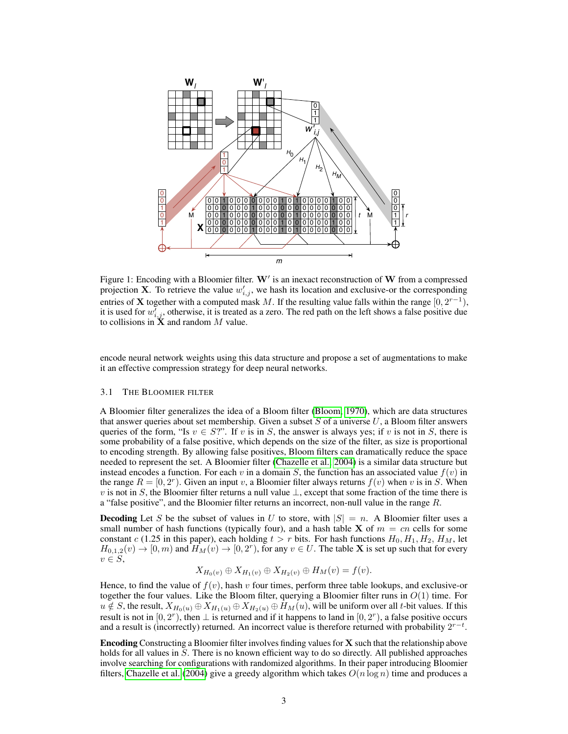Figure 1: Encoding with a Bloomier filter. $\mathbf{W}'$ is an inexact reconstruction of $\mathbf{W}$ from a compressed projection $\mathbf{X}$. To retrieve the value $w'_{i,j}$, we hash its location and exclusive-or the corresponding entries of $\mathbf{X}$ together with a computed mask $M$. If the resulting value falls within the range $[0, 2^{r-1})$, it is used for $w'_{i,j}$, otherwise, it is treated as a zero. The red path on the left shows a false positive due to collisions in $\mathbf{X}$ and random $M$ value.

encode neural network weights using this data structure and propose a set of augmentations to make it an effective compression strategy for deep neural networks.

### 3.1 The Bloomier Filter

A Bloomier filter generalizes the idea of a Bloom filter (Bloom, 1970), which are data structures that answer queries about set membership. Given a subset $S$ of a universe $U$, a Bloom filter answers queries of the form, "Is $v \in S$?". If $v$ is in $S$, the answer is always yes; if $v$ is not in $S$, there is some probability of a false positive, which depends on the size of the filter, as size is proportional to encoding strength. By allowing false positives, Bloom filters can dramatically reduce the space needed to represent the set. A Bloomier filter (Chazelle et al., 2004) is a similar data structure but instead encodes a function. For each $v$ in a domain $S$, the function has an associated value $f(v)$ in the range $R = [0, 2^r)$. Given an input $v$, a Bloomier filter always returns $f(v)$ when $v$ is in $S$. When $v$ is not in $S$, the Bloomier filter returns a null value $\perp$, except that some fraction of the time there is a "false positive", and the Bloomier filter returns an incorrect, non-null value in the range $R$.

**Decoding** Let $S$ be the subset of values in $U$ to store, with $|S| = n$. A Bloomier filter uses a small number of hash functions (typically four), and a hash table $\mathbf{X}$ of $m = cn$ cells for some constant $c$ (1.25 in this paper), each holding $t > r$ bits. For hash functions $H_0, H_1, H_2, H_M$, let $H_{0,1,2}(v) \to [0, m)$ and $H_M(v) \to [0, 2^r)$, for any $v \in U$. The table $\mathbf{X}$ is set up such that for every $v \in S$,

$$X_{H_0(v)} \oplus X_{H_1(v)} \oplus X_{H_2(v)} \oplus H_M(v) = f(v).$$

Hence, to find the value of $f(v)$, hash $v$ four times, perform three table lookups, and exclusive-or together the four values. Like the Bloom filter, querying a Bloomier filter runs in $O(1)$ time. For $u \notin S$, the result, $X_{H_0(u)} \oplus X_{H_1(u)} \oplus X_{H_2(u)} \oplus H_M(u)$, will be uniform over all $t$-bit values. If this result is not in $[0, 2^r)$, then $\perp$ is returned and if it happens to land in $[0, 2^r)$, a false positive occurs and a result is (incorrectly) returned. An incorrect value is therefore returned with probability $2^{r-t}$.

**Encoding** Constructing a Bloomier filter involves finding values for $\mathbf{X}$ such that the relationship above holds for all values in $S$. There is no known efficient way to do so directly. All published approaches involve searching for configurations with randomized algorithms. In their paper introducing Bloomier filters, Chazelle et al. (2004) give a greedy algorithm which takes $O(n \log n)$ time and produces a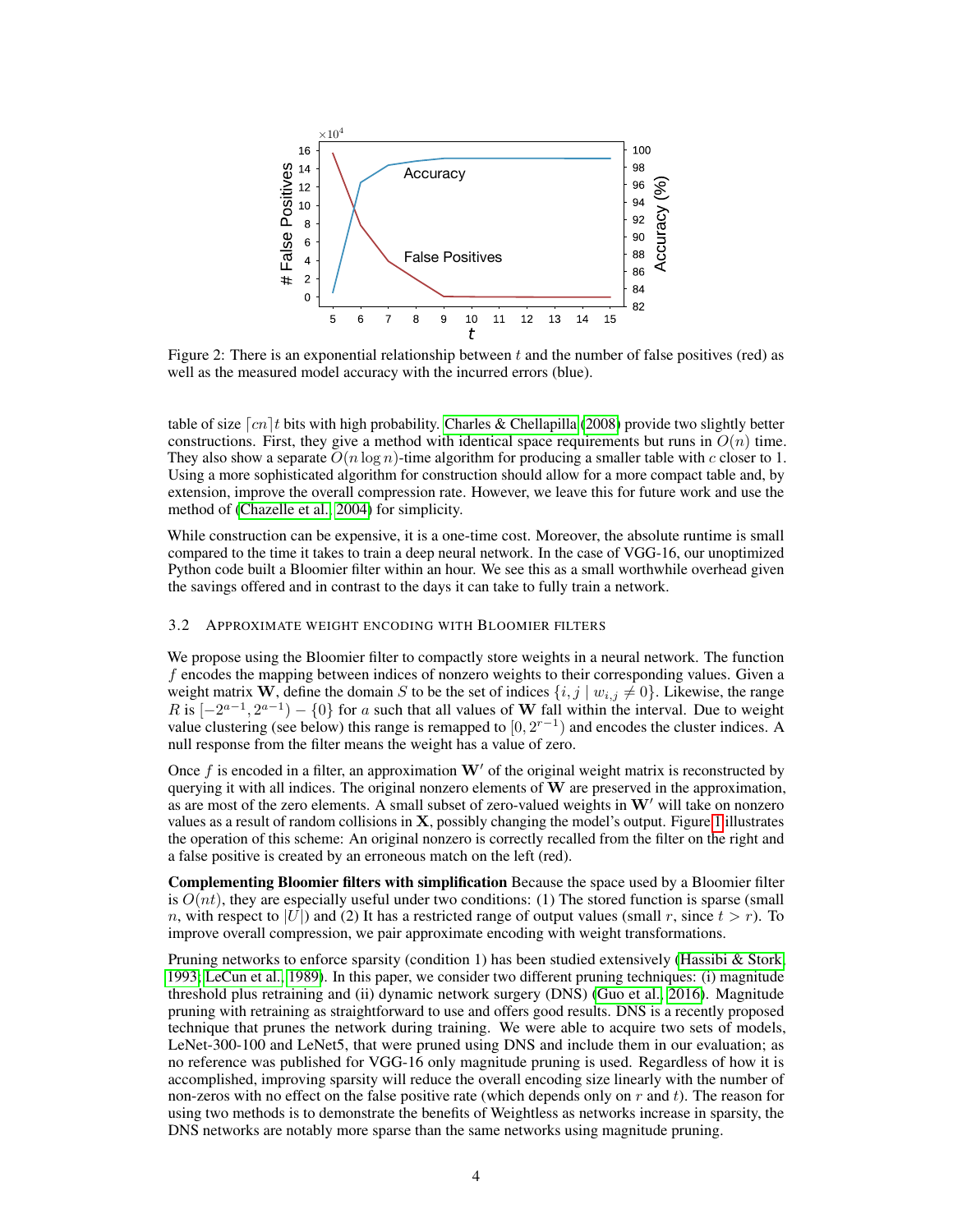Figure 2: There is an exponential relationship between $t$ and the number of false positives (red) as well as the measured model accuracy with the incurred errors (blue).

table of size $\lceil cn \rceil t$ bits with high probability. Charles & Chellapilla (2008) provide two slightly better constructions. First, they give a method with identical space requirements but runs in $O(n)$ time. They also show a separate $O(n \log n)$-time algorithm for producing a smaller table with $c$ closer to 1. Using a more sophisticated algorithm for construction should allow for a more compact table and, by extension, improve the overall compression rate. However, we leave this for future work and use the method of (Chazelle et al., 2004) for simplicity.

While construction can be expensive, it is a one-time cost. Moreover, the absolute runtime is small compared to the time it takes to train a deep neural network. In the case of VGG-16, our unoptimized Python code built a Bloomier filter within an hour. We see this as a small worthwhile overhead given the savings offered and in contrast to the days it can take to fully train a network.

### 3.2 Approximate weight encoding with Bloomier filters

We propose using the Bloomier filter to compactly store weights in a neural network. The function $f$ encodes the mapping between indices of nonzero weights to their corresponding values. Given a weight matrix $\mathbf{W}$, define the domain $S$ to be the set of indices $\{i, j \mid w_{i,j} \neq 0\}$. Likewise, the range $R$ is $[-2^{a-1}, 2^{a-1}) - \{0\}$ for $a$ such that all values of $\mathbf{W}$ fall within the interval. Due to weight value clustering (see below) this range is remapped to $[0, 2^{r-1})$ and encodes the cluster indices. A null response from the filter means the weight has a value of zero.

Once $f$ is encoded in a filter, an approximation $\mathbf{W}'$ of the original weight matrix is reconstructed by querying it with all indices. The original nonzero elements of $\mathbf{W}$ are preserved in the approximation, as are most of the zero elements. A small subset of zero-valued weights in $\mathbf{W}'$ will take on nonzero values as a result of random collisions in $\mathbf{X}$, possibly changing the model's output. Figure 1 illustrates the operation of this scheme: An original nonzero is correctly recalled from the filter on the right and a false positive is created by an erroneous match on the left (red).

**Complementing Bloomier filters with simplification** Because the space used by a Bloomier filter is $O(nt)$, they are especially useful under two conditions: (1) The stored function is sparse (small $n$, with respect to $|U|$) and (2) It has a restricted range of output values (small $r$, since $t > r$). To improve overall compression, we pair approximate encoding with weight transformations.

Pruning networks to enforce sparsity (condition 1) has been studied extensively (Hassibi & Stork, 1993; LeCun et al., 1989). In this paper, we consider two different pruning techniques: (i) magnitude threshold plus retraining and (ii) dynamic network surgery (DNS) (Guo et al., 2016). Magnitude pruning with retraining as straightforward to use and offers good results. DNS is a recently proposed technique that prunes the network during training. We were able to acquire two sets of models, LeNet-300-100 and LeNet5, that were pruned using DNS and include them in our evaluation; as no reference was published for VGG-16 only magnitude pruning is used. Regardless of how it is accomplished, improving sparsity will reduce the overall encoding size linearly with the number of non-zeros with no effect on the false positive rate (which depends only on $r$ and $t$). The reason for using two methods is to demonstrate the benefits of Weightless as networks increase in sparsity, the DNS networks are notably more sparse than the same networks using magnitude pruning.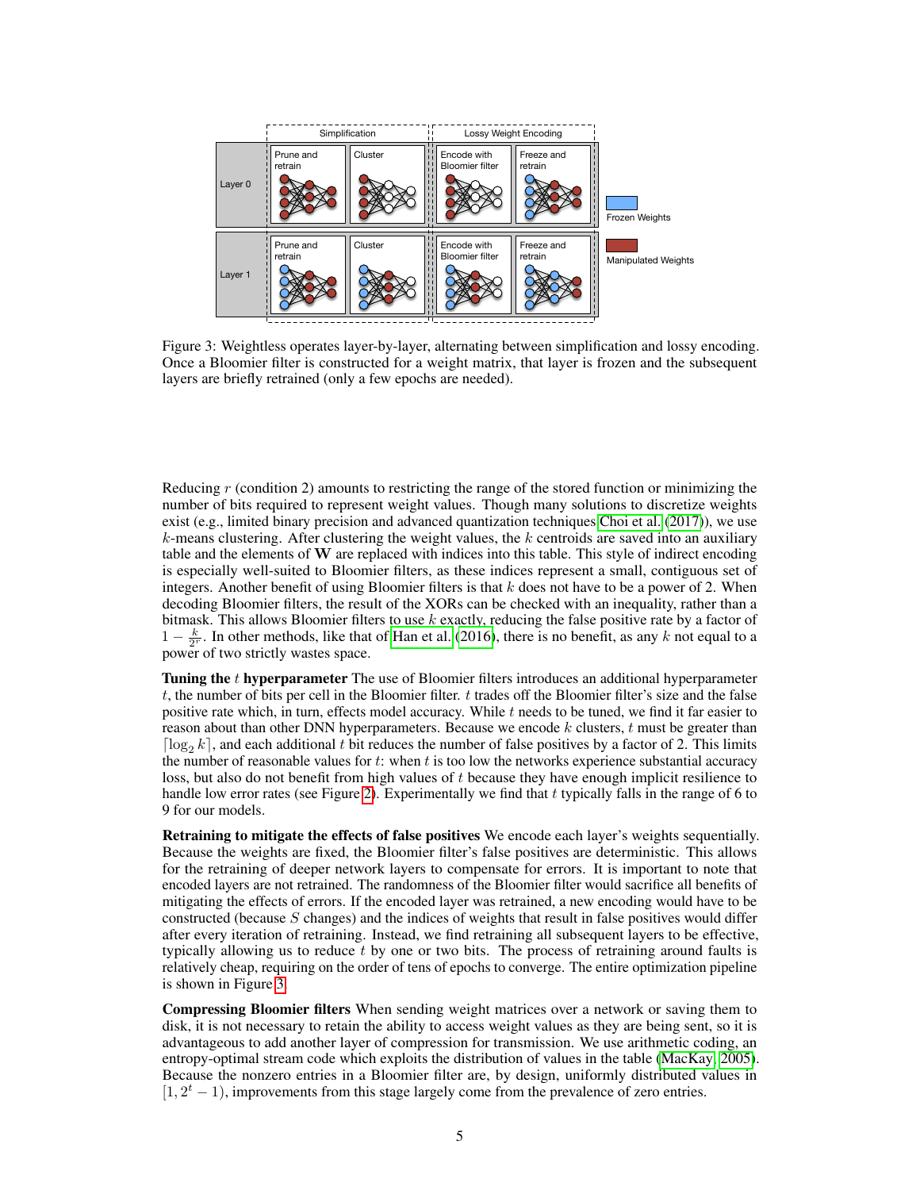Figure 3: Weightless operates layer-by-layer, alternating between simplification and lossy encoding. Once a Bloomier filter is constructed for a weight matrix, that layer is frozen and the subsequent layers are briefly retrained (only a few epochs are needed).

Reducing $r$ (condition 2) amounts to restricting the range of the stored function or minimizing the number of bits required to represent weight values. Though many solutions to discretize weights exist (e.g., limited binary precision and advanced quantization techniques Choi et al. (2017)), we use $k$-means clustering. After clustering the weight values, the $k$ centroids are saved into an auxiliary table and the elements of $\mathbf{W}$ are replaced with indices into this table. This style of indirect encoding is especially well-suited to Bloomier filters, as these indices represent a small, contiguous set of integers. Another benefit of using Bloomier filters is that $k$ does not have to be a power of 2. When decoding Bloomier filters, the result of the XORs can be checked with an inequality, rather than a bitmask. This allows Bloomier filters to use $k$ exactly, reducing the false positive rate by a factor of $1 - \frac{k}{2^r}$. In other methods, like that of Han et al. (2016), there is no benefit, as any $k$ not equal to a power of two strictly wastes space.

**Tuning the $t$ hyperparameter** The use of Bloomier filters introduces an additional hyperparameter $t$, the number of bits per cell in the Bloomier filter. $t$ trades off the Bloomier filter's size and the false positive rate which, in turn, effects model accuracy. While $t$ needs to be tuned, we find it far easier to reason about than other DNN hyperparameters. Because we encode $k$ clusters, $t$ must be greater than $\lceil \log_2 k \rceil$, and each additional $t$ bit reduces the number of false positives by a factor of 2. This limits the number of reasonable values for $t$: when $t$ is too low the networks experience substantial accuracy loss, but also do not benefit from high values of $t$ because they have enough implicit resilience to handle low error rates (see Figure 2). Experimentally we find that $t$ typically falls in the range of 6 to 9 for our models.

**Retraining to mitigate the effects of false positives** We encode each layer's weights sequentially. Because the weights are fixed, the Bloomier filter's false positives are deterministic. This allows for the retraining of deeper network layers to compensate for errors. It is important to note that encoded layers are not retrained. The randomness of the Bloomier filter would sacrifice all benefits of mitigating the effects of errors. If the encoded layer was retrained, a new encoding would have to be constructed (because $S$ changes) and the indices of weights that result in false positives would differ after every iteration of retraining. Instead, we find retraining all subsequent layers to be effective, typically allowing us to reduce $t$ by one or two bits. The process of retraining around faults is relatively cheap, requiring on the order of tens of epochs to converge. The entire optimization pipeline is shown in Figure 3.

**Compressing Bloomier filters** When sending weight matrices over a network or saving them to disk, it is not necessary to retain the ability to access weight values as they are being sent, so it is advantageous to add another layer of compression for transmission. We use arithmetic coding, an entropy-optimal stream code which exploits the distribution of values in the table (MacKay, 2005). Because the nonzero entries in a Bloomier filter are, by design, uniformly distributed values in $[1, 2^t - 1)$, improvements from this stage largely come from the prevalence of zero entries.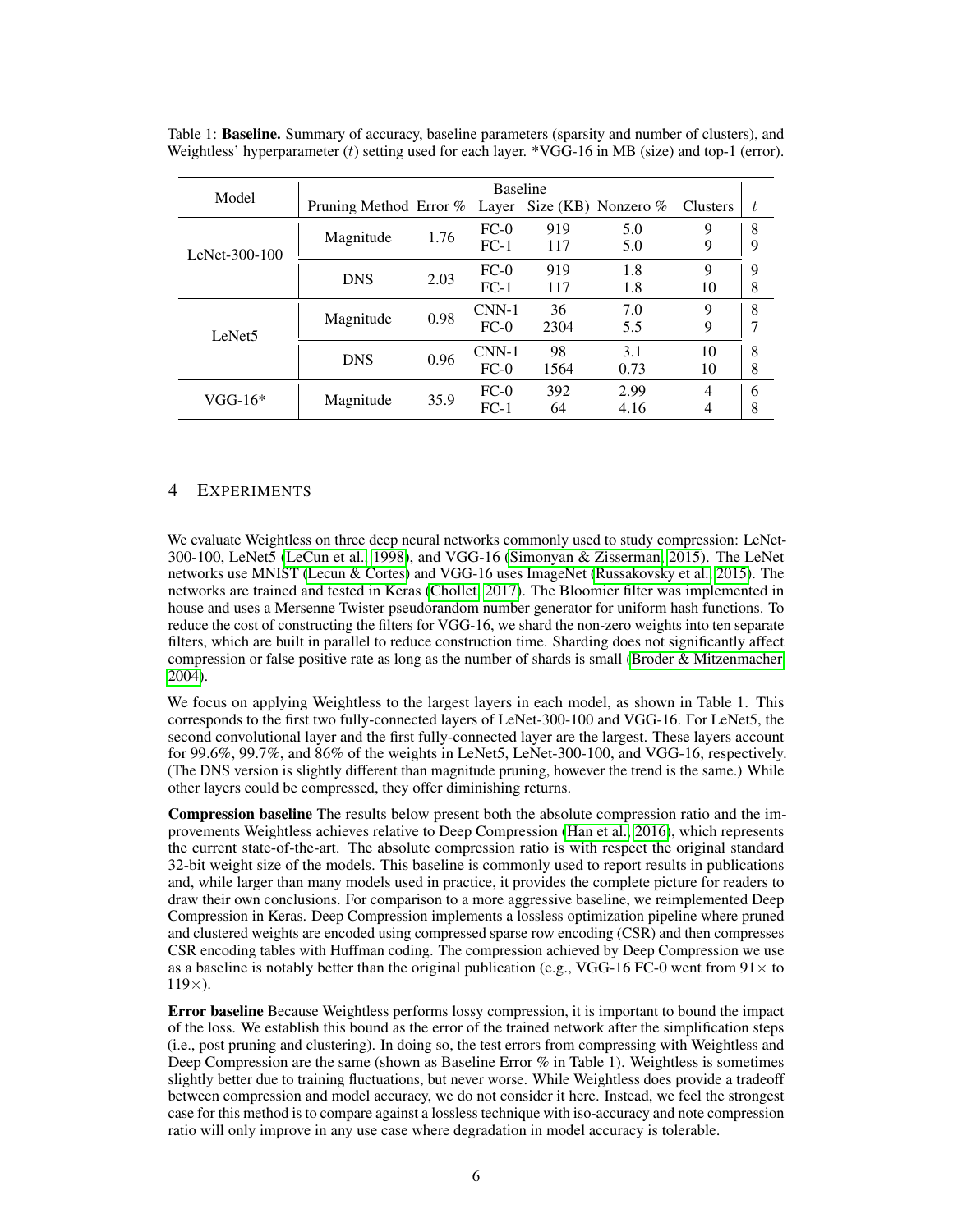Table 1: **Baseline.** Summary of accuracy, baseline parameters (sparsity and number of clusters), and Weightless' hyperparameter ($t$) setting used for each layer. *VGG-16 in MB (size) and top-1 (error).

| Model | Baseline | | | | | | |
|---|---|---|---|---|---|---|---|
| | Pruning Method | Error % | Layer | Size (KB) | Nonzero % | Clusters | $t$ |
| LeNet-300-100 | Magnitude | 1.76 | FC-0 | 919 | 5.0 | 9 | 8 |
| | | | FC-1 | 117 | 5.0 | 9 | 9 |
| | DNS | 2.03 | FC-0 | 919 | 1.8 | 9 | 9 |
| | | | FC-1 | 117 | 1.8 | 10 | 8 |
| LeNet5 | Magnitude | 0.98 | CNN-1 | 36 | 7.0 | 9 | 8 |
| | | | FC-0 | 2304 | 5.5 | 9 | 7 |
| | DNS | 0.96 | CNN-1 | 98 | 3.1 | 10 | 8 |
| | | | FC-0 | 1564 | 0.73 | 10 | 8 |
| VGG-16* | Magnitude | 35.9 | FC-0 | 392 | 2.99 | 4 | 6 |
| | | | FC-1 | 64 | 4.16 | 4 | 8 |

## 4 Experiments

We evaluate Weightless on three deep neural networks commonly used to study compression: LeNet-300-100, LeNet5 (LeCun et al., 1998), and VGG-16 (Simonyan & Zisserman, 2015). The LeNet networks use MNIST (Lecun & Cortes) and VGG-16 uses ImageNet (Russakovsky et al., 2015). The networks are trained and tested in Keras (Chollet, 2017). The Bloomier filter was implemented in house and uses a Mersenne Twister pseudorandom number generator for uniform hash functions. To reduce the cost of constructing the filters for VGG-16, we shard the non-zero weights into ten separate filters, which are built in parallel to reduce construction time. Sharding does not significantly affect compression or false positive rate as long as the number of shards is small (Broder & Mitzenmacher, 2004).

We focus on applying Weightless to the largest layers in each model, as shown in Table 1. This corresponds to the first two fully-connected layers of LeNet-300-100 and VGG-16. For LeNet5, the second convolutional layer and the first fully-connected layer are the largest. These layers account for 99.6%, 99.7%, and 86% of the weights in LeNet5, LeNet-300-100, and VGG-16, respectively. (The DNS version is slightly different than magnitude pruning, however the trend is the same.) While other layers could be compressed, they offer diminishing returns.

**Compression baseline** The results below present both the absolute compression ratio and the improvements Weightless achieves relative to Deep Compression (Han et al., 2016), which represents the current state-of-the-art. The absolute compression ratio is with respect the original standard 32-bit weight size of the models. This baseline is commonly used to report results in publications and, while larger than many models used in practice, it provides the complete picture for readers to draw their own conclusions. For comparison to a more aggressive baseline, we reimplemented Deep Compression in Keras. Deep Compression implements a lossless optimization pipeline where pruned and clustered weights are encoded using compressed sparse row encoding (CSR) and then compresses CSR encoding tables with Huffman coding. The compression achieved by Deep Compression we use as a baseline is notably better than the original publication (e.g., VGG-16 FC-0 went from $91\times$ to $119\times$).

**Error baseline** Because Weightless performs lossy compression, it is important to bound the impact of the loss. We establish this bound as the error of the trained network after the simplification steps (i.e., post pruning and clustering). In doing so, the test errors from compressing with Weightless and Deep Compression are the same (shown as Baseline Error % in Table 1). Weightless is sometimes slightly better due to training fluctuations, but never worse. While Weightless does provide a tradeoff between compression and model accuracy, we do not consider it here. Instead, we feel the strongest case for this method is to compare against a lossless technique with iso-accuracy and note compression ratio will only improve in any use case where degradation in model accuracy is tolerable.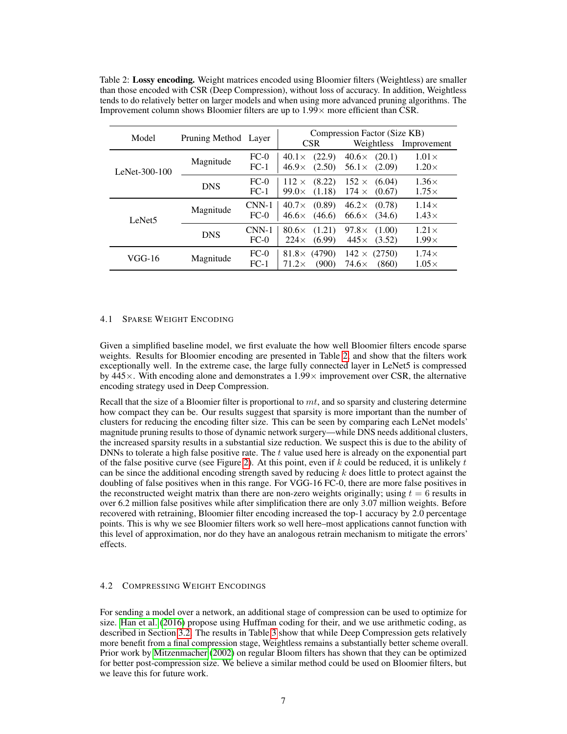Table 2: **Lossy encoding.** Weight matrices encoded using Bloomier filters (Weightless) are smaller than those encoded with CSR (Deep Compression), without loss of accuracy. In addition, Weightless tends to do relatively better on larger models and when using more advanced pruning algorithms. The Improvement column shows Bloomier filters are up to 1.99× more efficient than CSR.

| Model | Pruning Method | Layer | Compression Factor (Size KB) | | |
|---|---|---|---|---|---|
| | | | CSR | Weightless | Improvement |
| LeNet-300-100 | Magnitude | FC-0 | 40.1× (22.9) | 40.6× (20.1) | 1.01× |
| | | FC-1 | 46.9× (2.50) | 56.1× (2.09) | 1.20× |
| | DNS | FC-0 | 112 × (8.22) | 152 × (6.04) | 1.36× |
| | | FC-1 | 99.0× (1.18) | 174 × (0.67) | 1.75× |
| LeNet5 | Magnitude | CNN-1 | 40.7× (0.89) | 46.2× (0.78) | 1.14× |
| | | FC-0 | 46.6× (46.6) | 66.6× (34.6) | 1.43× |
| | DNS | CNN-1 | 80.6× (1.21) | 97.8× (1.00) | 1.21× |
| | | FC-0 | 224× (6.99) | 445× (3.52) | 1.99× |
| VGG-16 | Magnitude | FC-0 | 81.8× (4790) | 142 × (2750) | 1.74× |
| | | FC-1 | 71.2× (900) | 74.6× (860) | 1.05× |

### 4.1 Sparse Weight Encoding

Given a simplified baseline model, we first evaluate the how well Bloomier filters encode sparse weights. Results for Bloomier encoding are presented in Table 2, and show that the filters work exceptionally well. In the extreme case, the large fully connected layer in LeNet5 is compressed by 445×. With encoding alone and demonstrates a 1.99× improvement over CSR, the alternative encoding strategy used in Deep Compression.

Recall that the size of a Bloomier filter is proportional to $mt$, and so sparsity and clustering determine how compact they can be. Our results suggest that sparsity is more important than the number of clusters for reducing the encoding filter size. This can be seen by comparing each LeNet models' magnitude pruning results to those of dynamic network surgery—while DNS needs additional clusters, the increased sparsity results in a substantial size reduction. We suspect this is due to the ability of DNNs to tolerate a high false positive rate. The $t$ value used here is already on the exponential part of the false positive curve (see Figure 2). At this point, even if $k$ could be reduced, it is unlikely $t$ can be since the additional encoding strength saved by reducing $k$ does little to protect against the doubling of false positives when in this range. For VGG-16 FC-0, there are more false positives in the reconstructed weight matrix than there are non-zero weights originally; using $t = 6$ results in over 6.2 million false positives while after simplification there are only 3.07 million weights. Before recovered with retraining, Bloomier filter encoding increased the top-1 accuracy by 2.0 percentage points. This is why we see Bloomier filters work so well here–most applications cannot function with this level of approximation, nor do they have an analogous retrain mechanism to mitigate the errors' effects.

### 4.2 Compressing Weight Encodings

For sending a model over a network, an additional stage of compression can be used to optimize for size. Han et al. (2016) propose using Huffman coding for their, and we use arithmetic coding, as described in Section 3.2. The results in Table 3 show that while Deep Compression gets relatively more benefit from a final compression stage, Weightless remains a substantially better scheme overall. Prior work by Mitzenmacher (2002) on regular Bloom filters has shown that they can be optimized for better post-compression size. We believe a similar method could be used on Bloomier filters, but we leave this for future work.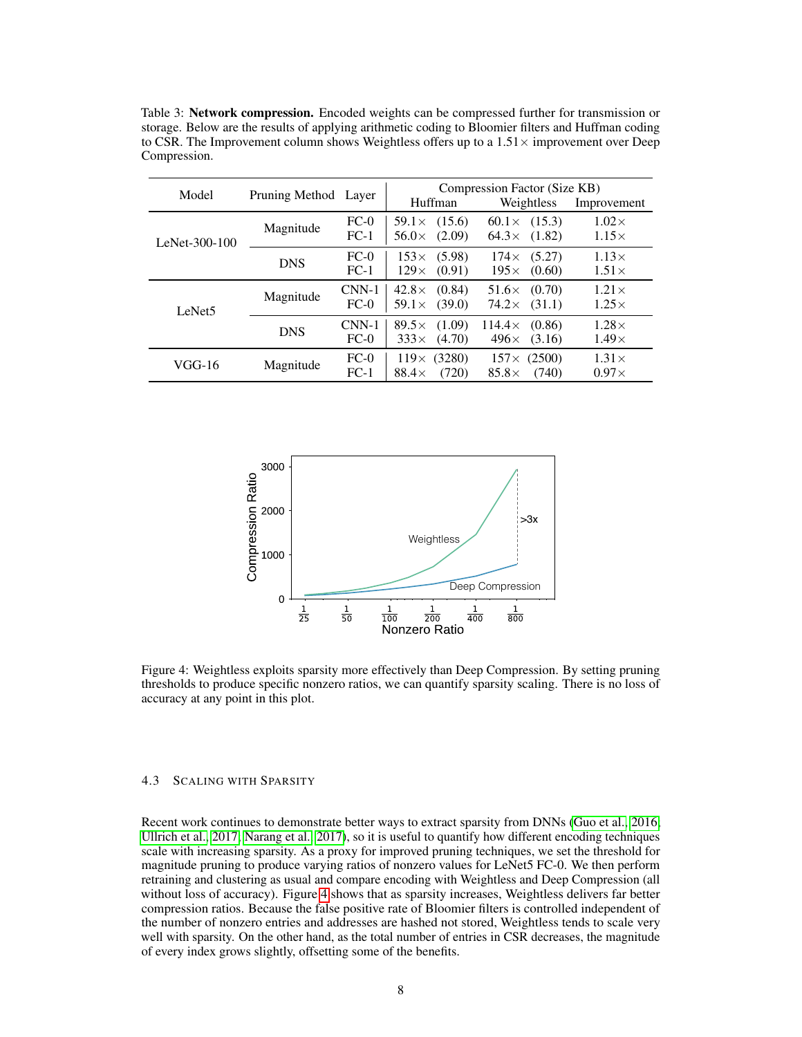Table 3: **Network compression.** Encoded weights can be compressed further for transmission or storage. Below are the results of applying arithmetic coding to Bloomier filters and Huffman coding to CSR. The Improvement column shows Weightless offers up to a 1.51× improvement over Deep Compression.

| Model | Pruning Method | Layer | Compression Factor (Size KB) | | |
|---|---|---|---|---|---|
| | | | Huffman | Weightless | Improvement |
| LeNet-300-100 | Magnitude | FC-0 | 59.1× (15.6) | 60.1× (15.3) | 1.02× |
| | | FC-1 | 56.0× (2.09) | 64.3× (1.82) | 1.15× |
| | DNS | FC-0 | 153× (5.98) | 174× (5.27) | 1.13× |
| | | FC-1 | 129× (0.91) | 195× (0.60) | 1.51× |
| LeNet5 | Magnitude | CNN-1 | 42.8× (0.84) | 51.6× (0.70) | 1.21× |
| | | FC-0 | 59.1× (39.0) | 74.2× (31.1) | 1.25× |
| | DNS | CNN-1 | 89.5× (1.09) | 114.4× (0.86) | 1.28× |
| | | FC-0 | 333× (4.70) | 496× (3.16) | 1.49× |
| VGG-16 | Magnitude | FC-0 | 119× (3280) | 157× (2500) | 1.31× |
| | | FC-1 | 88.4× (720) | 85.8× (740) | 0.97× |

Figure 4: Weightless exploits sparsity more effectively than Deep Compression. By setting pruning thresholds to produce specific nonzero ratios, we can quantify sparsity scaling. There is no loss of accuracy at any point in this plot.

### 4.3 Scaling with Sparsity

Recent work continues to demonstrate better ways to extract sparsity from DNNs (Guo et al., 2016; Ullrich et al., 2017; Narang et al., 2017), so it is useful to quantify how different encoding techniques scale with increasing sparsity. As a proxy for improved pruning techniques, we set the threshold for magnitude pruning to produce varying ratios of nonzero values for LeNet5 FC-0. We then perform retraining and clustering as usual and compare encoding with Weightless and Deep Compression (all without loss of accuracy). Figure 4 shows that as sparsity increases, Weightless delivers far better compression ratios. Because the false positive rate of Bloomier filters is controlled independent of the number of nonzero entries and addresses are hashed not stored, Weightless tends to scale very well with sparsity. On the other hand, as the total number of entries in CSR decreases, the magnitude of every index grows slightly, offsetting some of the benefits.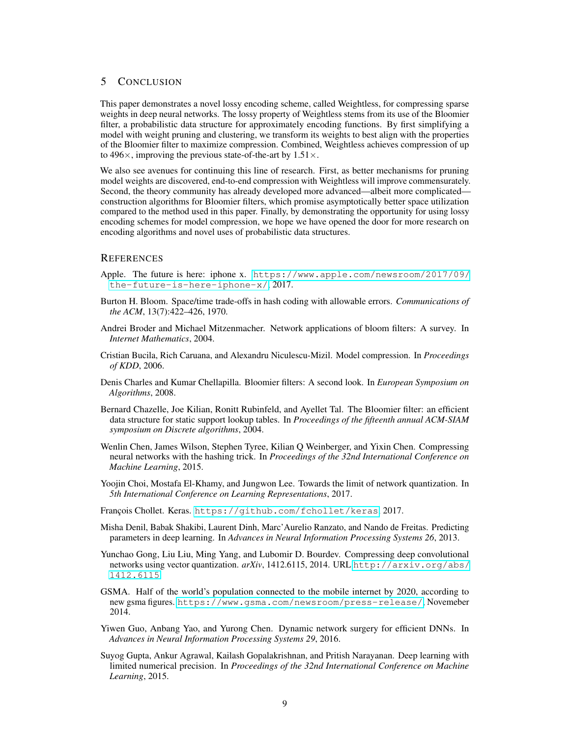## 5 Conclusion

This paper demonstrates a novel lossy encoding scheme, called Weightless, for compressing sparse weights in deep neural networks. The lossy property of Weightless stems from its use of the Bloomier filter, a probabilistic data structure for approximately encoding functions. By first simplifying a model with weight pruning and clustering, we transform its weights to best align with the properties of the Bloomier filter to maximize compression. Combined, Weightless achieves compression of up to 496×, improving the previous state-of-the-art by 1.51×.

We also see avenues for continuing this line of research. First, as better mechanisms for pruning model weights are discovered, end-to-end compression with Weightless will improve commensurately. Second, the theory community has already developed more advanced—albeit more complicated—construction algorithms for Bloomier filters, which promise asymptotically better space utilization compared to the method used in this paper. Finally, by demonstrating the opportunity for using lossy encoding schemes for model compression, we hope we have opened the door for more research on encoding algorithms and novel uses of probabilistic data structures.

## References

Apple. The future is here: iphone x. https://www.apple.com/newsroom/2017/09/the-future-is-here-iphone-x/, 2017.

Burton H. Bloom. Space/time trade-offs in hash coding with allowable errors. *Communications of the ACM*, 13(7):422–426, 1970.

Andrei Broder and Michael Mitzenmacher. Network applications of bloom filters: A survey. In *Internet Mathematics*, 2004.

Cristian Bucila, Rich Caruana, and Alexandru Niculescu-Mizil. Model compression. In *Proceedings of KDD*, 2006.

Denis Charles and Kumar Chellapilla. Bloomier filters: A second look. In *European Symposium on Algorithms*, 2008.

Bernard Chazelle, Joe Kilian, Ronitt Rubinfeld, and Ayellet Tal. The Bloomier filter: an efficient data structure for static support lookup tables. In *Proceedings of the fifteenth annual ACM-SIAM symposium on Discrete algorithms*, 2004.

Wenlin Chen, James Wilson, Stephen Tyree, Kilian Q Weinberger, and Yixin Chen. Compressing neural networks with the hashing trick. In *Proceedings of the 32nd International Conference on Machine Learning*, 2015.

Yoojin Choi, Mostafa El-Khamy, and Jungwon Lee. Towards the limit of network quantization. In *5th International Conference on Learning Representations*, 2017.

François Chollet. Keras. https://github.com/fchollet/keras, 2017.

Misha Denil, Babak Shakibi, Laurent Dinh, Marc'Aurelio Ranzato, and Nando de Freitas. Predicting parameters in deep learning. In *Advances in Neural Information Processing Systems 26*, 2013.

Yunchao Gong, Liu Liu, Ming Yang, and Lubomir D. Bourdev. Compressing deep convolutional networks using vector quantization. *arXiv*, 1412.6115, 2014. URL http://arxiv.org/abs/1412.6115.

GSMA. Half of the world's population connected to the mobile internet by 2020, according to new gsma figures. https://www.gsma.com/newsroom/press-release/, Novemeber 2014.

Yiwen Guo, Anbang Yao, and Yurong Chen. Dynamic network surgery for efficient DNNs. In *Advances in Neural Information Processing Systems 29*, 2016.

Suyog Gupta, Ankur Agrawal, Kailash Gopalakrishnan, and Pritish Narayanan. Deep learning with limited numerical precision. In *Proceedings of the 32nd International Conference on Machine Learning*, 2015.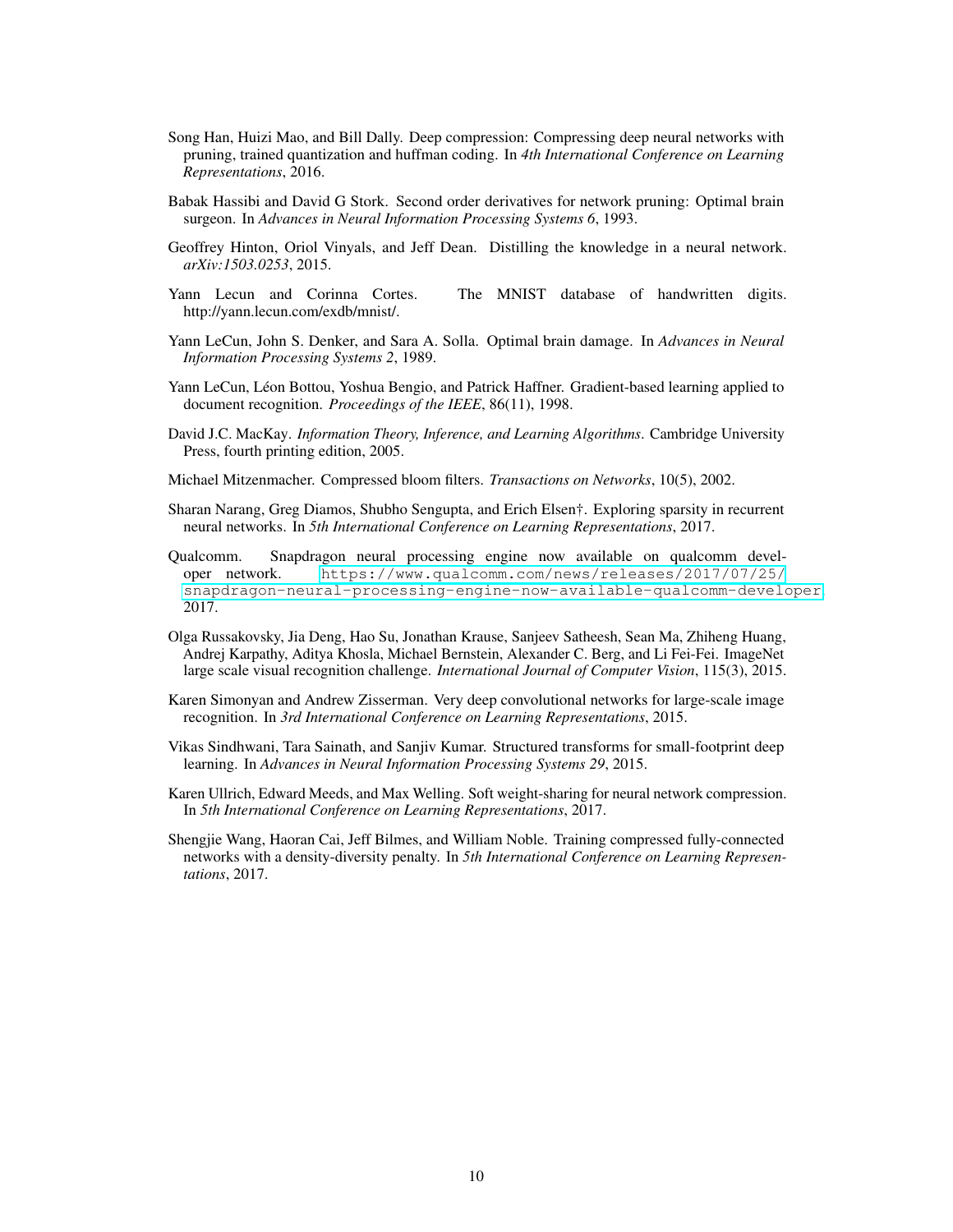Song Han, Huizi Mao, and Bill Dally. Deep compression: Compressing deep neural networks with pruning, trained quantization and huffman coding. In *4th International Conference on Learning Representations*, 2016.

Babak Hassibi and David G Stork. Second order derivatives for network pruning: Optimal brain surgeon. In *Advances in Neural Information Processing Systems 6*, 1993.

Geoffrey Hinton, Oriol Vinyals, and Jeff Dean. Distilling the knowledge in a neural network. *arXiv:1503.0253*, 2015.

Yann Lecun and Corinna Cortes. The MNIST database of handwritten digits. http://yann.lecun.com/exdb/mnist/.

Yann LeCun, John S. Denker, and Sara A. Solla. Optimal brain damage. In *Advances in Neural Information Processing Systems 2*, 1989.

Yann LeCun, Léon Bottou, Yoshua Bengio, and Patrick Haffner. Gradient-based learning applied to document recognition. *Proceedings of the IEEE*, 86(11), 1998.

David J.C. MacKay. *Information Theory, Inference, and Learning Algorithms*. Cambridge University Press, fourth printing edition, 2005.

Michael Mitzenmacher. Compressed bloom filters. *Transactions on Networks*, 10(5), 2002.

Sharan Narang, Greg Diamos, Shubho Sengupta, and Erich Elsen†. Exploring sparsity in recurrent neural networks. In *5th International Conference on Learning Representations*, 2017.

Qualcomm. Snapdragon neural processing engine now available on qualcomm developer network. `https://www.qualcomm.com/news/releases/2017/07/25/snapdragon-neural-processing-engine-now-available-qualcomm-developer`, 2017.

Olga Russakovsky, Jia Deng, Hao Su, Jonathan Krause, Sanjeev Satheesh, Sean Ma, Zhiheng Huang, Andrej Karpathy, Aditya Khosla, Michael Bernstein, Alexander C. Berg, and Li Fei-Fei. ImageNet large scale visual recognition challenge. *International Journal of Computer Vision*, 115(3), 2015.

Karen Simonyan and Andrew Zisserman. Very deep convolutional networks for large-scale image recognition. In *3rd International Conference on Learning Representations*, 2015.

Vikas Sindhwani, Tara Sainath, and Sanjiv Kumar. Structured transforms for small-footprint deep learning. In *Advances in Neural Information Processing Systems 29*, 2015.

Karen Ullrich, Edward Meeds, and Max Welling. Soft weight-sharing for neural network compression. In *5th International Conference on Learning Representations*, 2017.

Shengjie Wang, Haoran Cai, Jeff Bilmes, and William Noble. Training compressed fully-connected networks with a density-diversity penalty. In *5th International Conference on Learning Representations*, 2017.